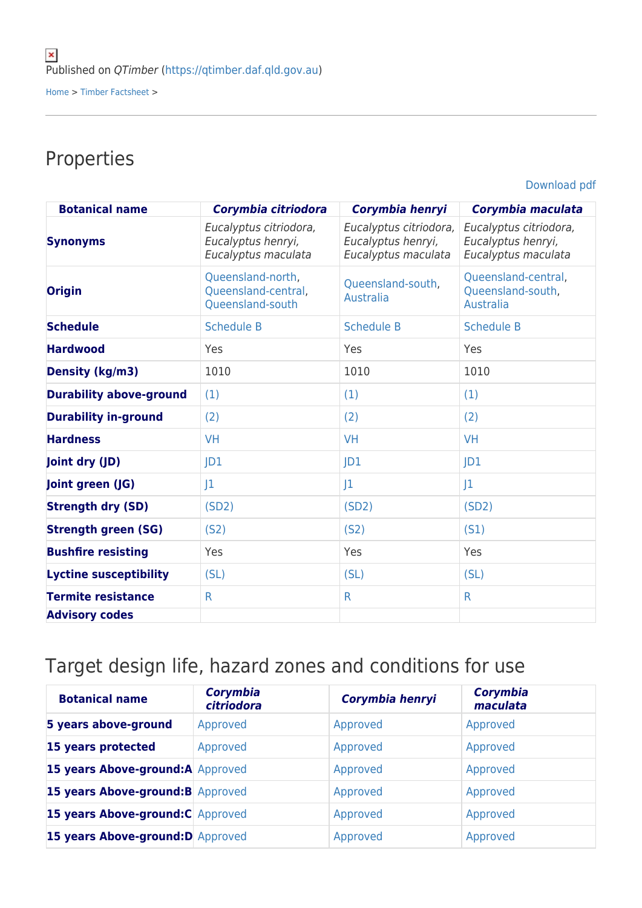Published on *QTimber* (https://qtimber.daf.qld.gov.au)

Home > Timber Factsheet >

## Properties

Download pdf

| Botanical name | *Corymbia citriodora* | *Corymbia henryi* | *Corymbia maculata* |
|---|---|---|---|
| **Synonyms** | *Eucalyptus citriodora, Eucalyptus henryi, Eucalyptus maculata* | *Eucalyptus citriodora, Eucalyptus henryi, Eucalyptus maculata* | *Eucalyptus citriodora, Eucalyptus henryi, Eucalyptus maculata* |
| **Origin** | Queensland-north, Queensland-central, Queensland-south | Queensland-south, Australia | Queensland-central, Queensland-south, Australia |
| **Schedule** | Schedule B | Schedule B | Schedule B |
| **Hardwood** | Yes | Yes | Yes |
| **Density (kg/m3)** | 1010 | 1010 | 1010 |
| **Durability above-ground** | (1) | (1) | (1) |
| **Durability in-ground** | (2) | (2) | (2) |
| **Hardness** | VH | VH | VH |
| **Joint dry (JD)** | JD1 | JD1 | JD1 |
| **Joint green (JG)** | J1 | J1 | J1 |
| **Strength dry (SD)** | (SD2) | (SD2) | (SD2) |
| **Strength green (SG)** | (S2) | (S2) | (S1) |
| **Bushfire resisting** | Yes | Yes | Yes |
| **Lyctine susceptibility** | (SL) | (SL) | (SL) |
| **Termite resistance** | R | R | R |
| **Advisory codes** | | | |

## Target design life, hazard zones and conditions for use

| Botanical name | *Corymbia citriodora* | *Corymbia henryi* | *Corymbia maculata* |
|---|---|---|---|
| **5 years above-ground** | Approved | Approved | Approved |
| **15 years protected** | Approved | Approved | Approved |
| **15 years Above-ground:A** | Approved | Approved | Approved |
| **15 years Above-ground:B** | Approved | Approved | Approved |
| **15 years Above-ground:C** | Approved | Approved | Approved |
| **15 years Above-ground:D** | Approved | Approved | Approved |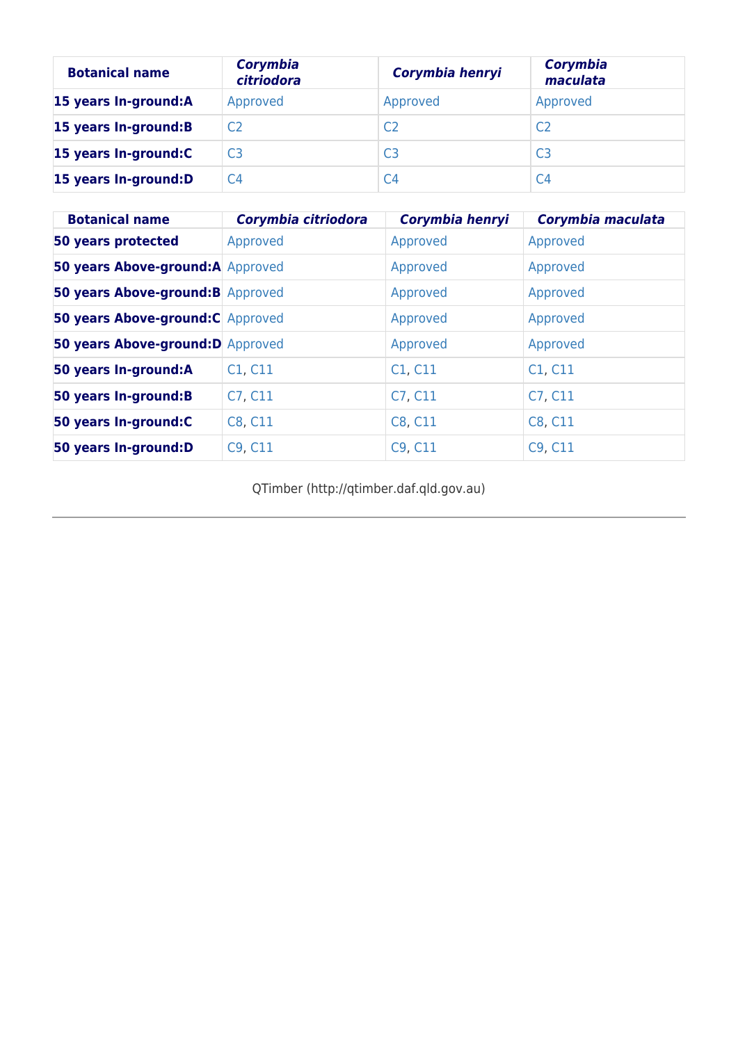| Botanical name | *Corymbia citriodora* | *Corymbia henryi* | *Corymbia maculata* |
|---|---|---|---|
| 15 years In-ground:A | Approved | Approved | Approved |
| 15 years In-ground:B | C2 | C2 | C2 |
| 15 years In-ground:C | C3 | C3 | C3 |
| 15 years In-ground:D | C4 | C4 | C4 |

| Botanical name | *Corymbia citriodora* | *Corymbia henryi* | *Corymbia maculata* |
|---|---|---|---|
| 50 years protected | Approved | Approved | Approved |
| 50 years Above-ground:A | Approved | Approved | Approved |
| 50 years Above-ground:B | Approved | Approved | Approved |
| 50 years Above-ground:C | Approved | Approved | Approved |
| 50 years Above-ground:D | Approved | Approved | Approved |
| 50 years In-ground:A | C1, C11 | C1, C11 | C1, C11 |
| 50 years In-ground:B | C7, C11 | C7, C11 | C7, C11 |
| 50 years In-ground:C | C8, C11 | C8, C11 | C8, C11 |
| 50 years In-ground:D | C9, C11 | C9, C11 | C9, C11 |

QTimber (http://qtimber.daf.qld.gov.au)